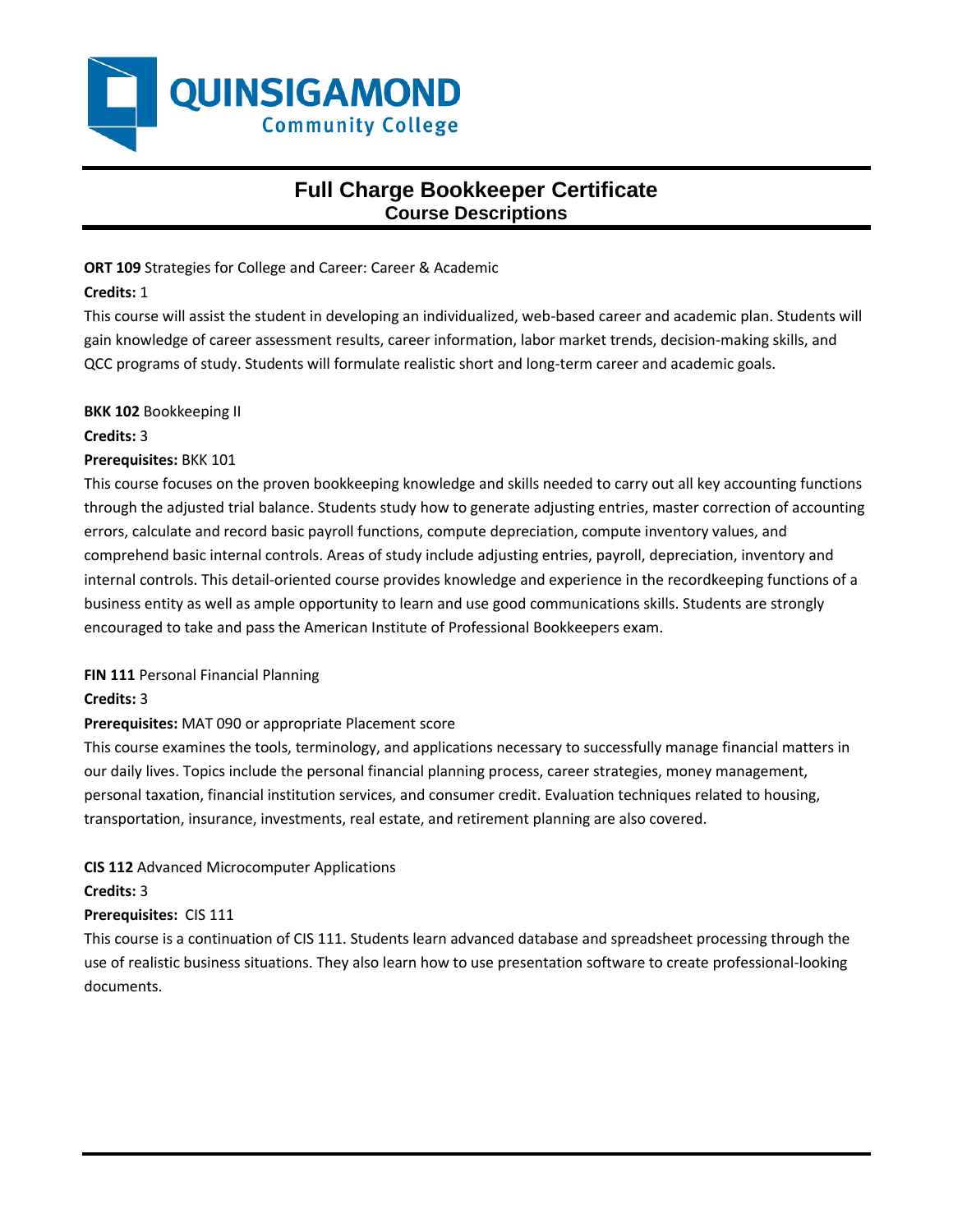QUINSIGAMOND
Community College

# Full Charge Bookkeeper Certificate
## Course Descriptions

**ORT 109** Strategies for College and Career: Career & Academic

**Credits:** 1

This course will assist the student in developing an individualized, web-based career and academic plan. Students will gain knowledge of career assessment results, career information, labor market trends, decision-making skills, and QCC programs of study. Students will formulate realistic short and long-term career and academic goals.

**BKK 102** Bookkeeping II

**Credits:** 3

**Prerequisites:** BKK 101

This course focuses on the proven bookkeeping knowledge and skills needed to carry out all key accounting functions through the adjusted trial balance. Students study how to generate adjusting entries, master correction of accounting errors, calculate and record basic payroll functions, compute depreciation, compute inventory values, and comprehend basic internal controls. Areas of study include adjusting entries, payroll, depreciation, inventory and internal controls. This detail-oriented course provides knowledge and experience in the recordkeeping functions of a business entity as well as ample opportunity to learn and use good communications skills. Students are strongly encouraged to take and pass the American Institute of Professional Bookkeepers exam.

**FIN 111** Personal Financial Planning

**Credits:** 3

**Prerequisites:** MAT 090 or appropriate Placement score

This course examines the tools, terminology, and applications necessary to successfully manage financial matters in our daily lives. Topics include the personal financial planning process, career strategies, money management, personal taxation, financial institution services, and consumer credit. Evaluation techniques related to housing, transportation, insurance, investments, real estate, and retirement planning are also covered.

**CIS 112** Advanced Microcomputer Applications

**Credits:** 3

**Prerequisites:** CIS 111

This course is a continuation of CIS 111. Students learn advanced database and spreadsheet processing through the use of realistic business situations. They also learn how to use presentation software to create professional-looking documents.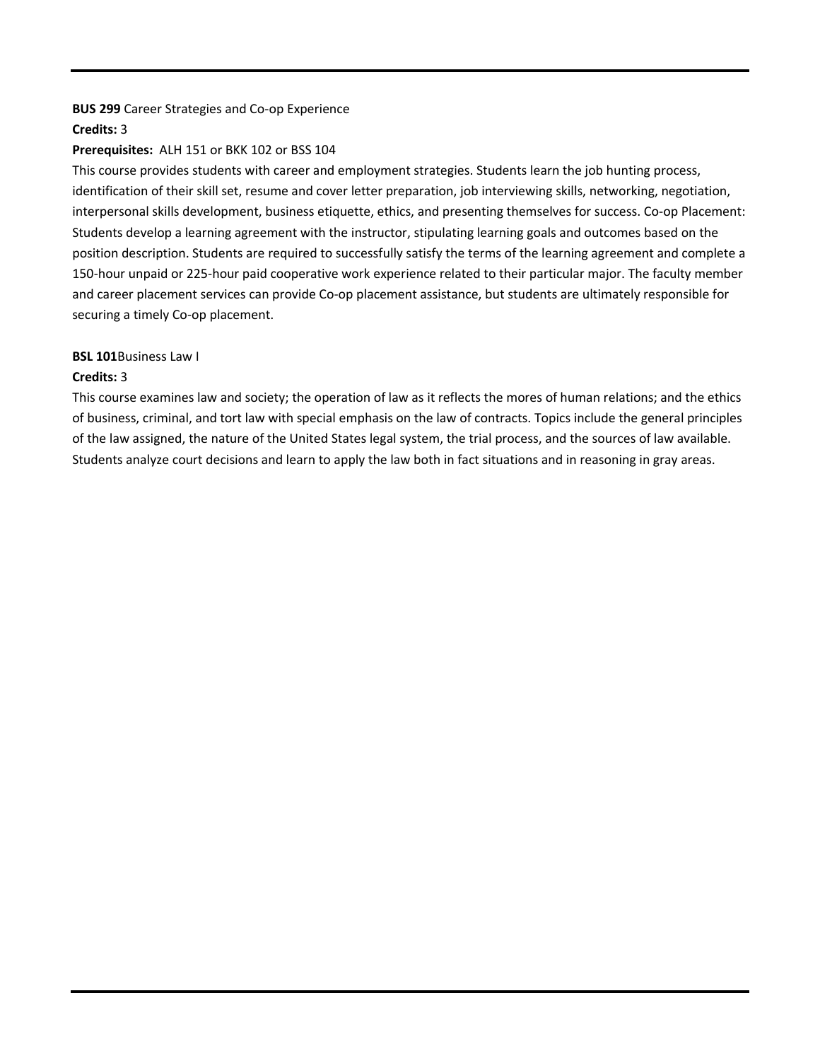**BUS 299** Career Strategies and Co-op Experience

**Credits:** 3

**Prerequisites:** ALH 151 or BKK 102 or BSS 104

This course provides students with career and employment strategies. Students learn the job hunting process, identification of their skill set, resume and cover letter preparation, job interviewing skills, networking, negotiation, interpersonal skills development, business etiquette, ethics, and presenting themselves for success. Co-op Placement: Students develop a learning agreement with the instructor, stipulating learning goals and outcomes based on the position description. Students are required to successfully satisfy the terms of the learning agreement and complete a 150-hour unpaid or 225-hour paid cooperative work experience related to their particular major. The faculty member and career placement services can provide Co-op placement assistance, but students are ultimately responsible for securing a timely Co-op placement.

**BSL 101**Business Law I

**Credits:** 3

This course examines law and society; the operation of law as it reflects the mores of human relations; and the ethics of business, criminal, and tort law with special emphasis on the law of contracts. Topics include the general principles of the law assigned, the nature of the United States legal system, the trial process, and the sources of law available. Students analyze court decisions and learn to apply the law both in fact situations and in reasoning in gray areas.